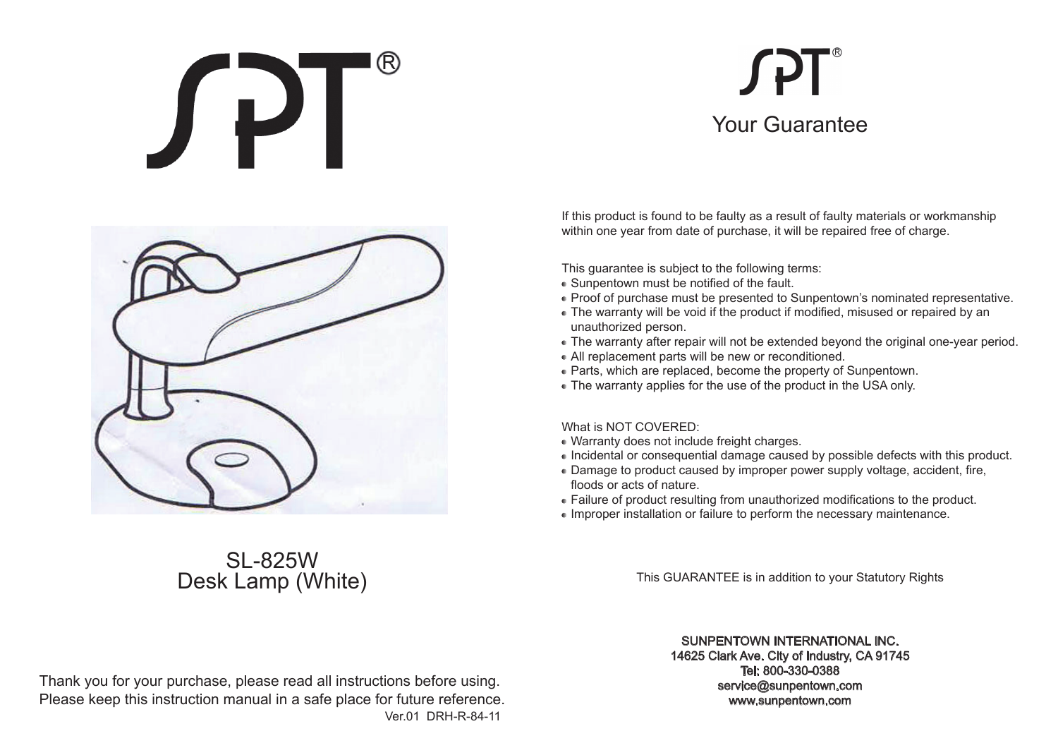# SPT®

SL-825W
Desk Lamp (White)

Thank you for your purchase, please read all instructions before using.
Please keep this instruction manual in a safe place for future reference.

Ver.01 DRH-R-84-11

# SPT®

## Your Guarantee

If this product is found to be faulty as a result of faulty materials or workmanship within one year from date of purchase, it will be repaired free of charge.

This guarantee is subject to the following terms:

- Sunpentown must be notified of the fault.
- Proof of purchase must be presented to Sunpentown's nominated representative.
- The warranty will be void if the product if modified, misused or repaired by an unauthorized person.
- The warranty after repair will not be extended beyond the original one-year period.
- All replacement parts will be new or reconditioned.
- Parts, which are replaced, become the property of Sunpentown.
- The warranty applies for the use of the product in the USA only.

What is NOT COVERED:

- Warranty does not include freight charges.
- Incidental or consequential damage caused by possible defects with this product.
- Damage to product caused by improper power supply voltage, accident, fire, floods or acts of nature.
- Failure of product resulting from unauthorized modifications to the product.
- Improper installation or failure to perform the necessary maintenance.

This GUARANTEE is in addition to your Statutory Rights

**SUNPENTOWN INTERNATIONAL INC.**
**14625 Clark Ave. City of Industry, CA 91745**
**Tel: 800-330-0388**
**service@sunpentown.com**
**www.sunpentown.com**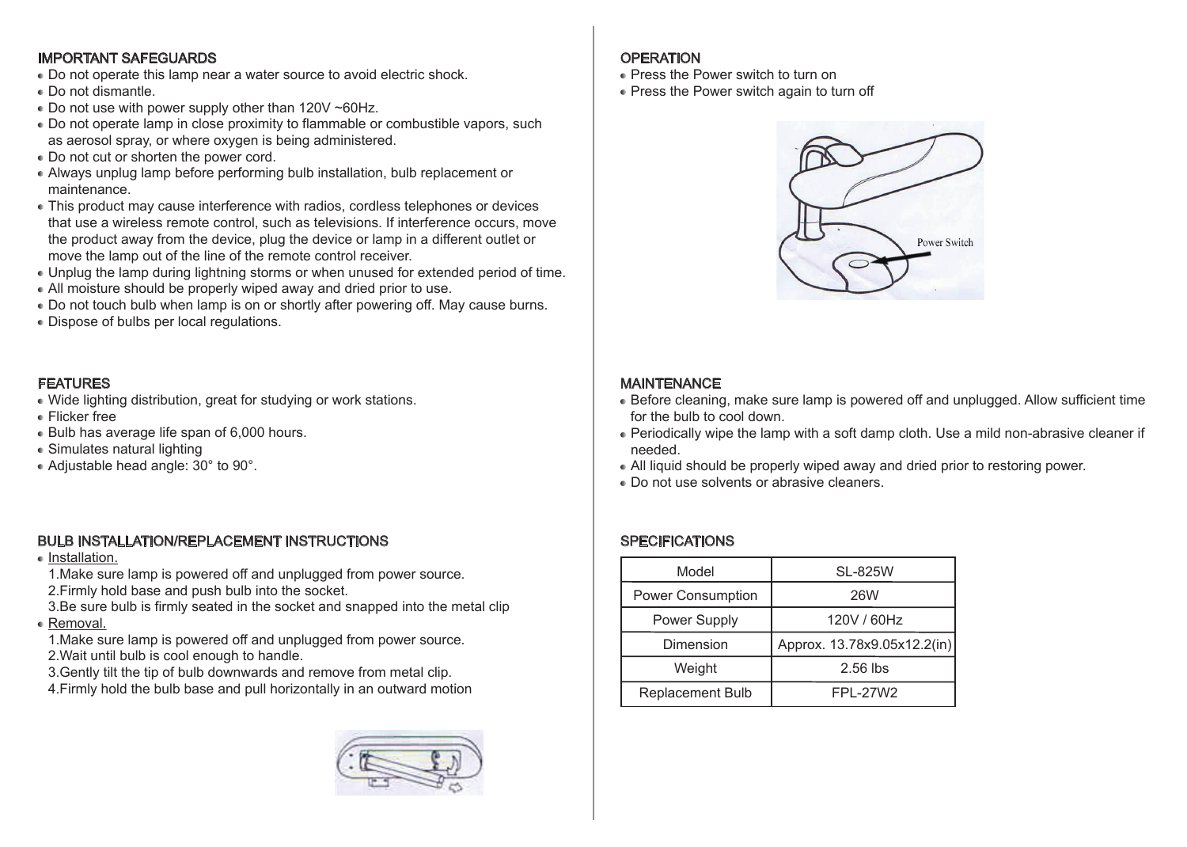## IMPORTANT SAFEGUARDS

- Do not operate this lamp near a water source to avoid electric shock.
- Do not dismantle.
- Do not use with power supply other than 120V ~60Hz.
- Do not operate lamp in close proximity to flammable or combustible vapors, such as aerosol spray, or where oxygen is being administered.
- Do not cut or shorten the power cord.
- Always unplug lamp before performing bulb installation, bulb replacement or maintenance.
- This product may cause interference with radios, cordless telephones or devices that use a wireless remote control, such as televisions. If interference occurs, move the product away from the device, plug the device or lamp in a different outlet or move the lamp out of the line of the remote control receiver.
- Unplug the lamp during lightning storms or when unused for extended period of time.
- All moisture should be properly wiped away and dried prior to use.
- Do not touch bulb when lamp is on or shortly after powering off. May cause burns.
- Dispose of bulbs per local regulations.

## FEATURES

- Wide lighting distribution, great for studying or work stations.
- Flicker free
- Bulb has average life span of 6,000 hours.
- Simulates natural lighting
- Adjustable head angle: 30° to 90°.

## BULB INSTALLATION/REPLACEMENT INSTRUCTIONS

- Installation.
  1. Make sure lamp is powered off and unplugged from power source.
  2. Firmly hold base and push bulb into the socket.
  3. Be sure bulb is firmly seated in the socket and snapped into the metal clip
- Removal.
  1. Make sure lamp is powered off and unplugged from power source.
  2. Wait until bulb is cool enough to handle.
  3. Gently tilt the tip of bulb downwards and remove from metal clip.
  4. Firmly hold the bulb base and pull horizontally in an outward motion

## OPERATION

- Press the Power switch to turn on
- Press the Power switch again to turn off

Power Switch

## MAINTENANCE

- Before cleaning, make sure lamp is powered off and unplugged. Allow sufficient time for the bulb to cool down.
- Periodically wipe the lamp with a soft damp cloth. Use a mild non-abrasive cleaner if needed.
- All liquid should be properly wiped away and dried prior to restoring power.
- Do not use solvents or abrasive cleaners.

## SPECIFICATIONS

| | |
|---|---|
| Model | SL-825W |
| Power Consumption | 26W |
| Power Supply | 120V / 60Hz |
| Dimension | Approx. 13.78x9.05x12.2(in) |
| Weight | 2.56 lbs |
| Replacement Bulb | FPL-27W2 |